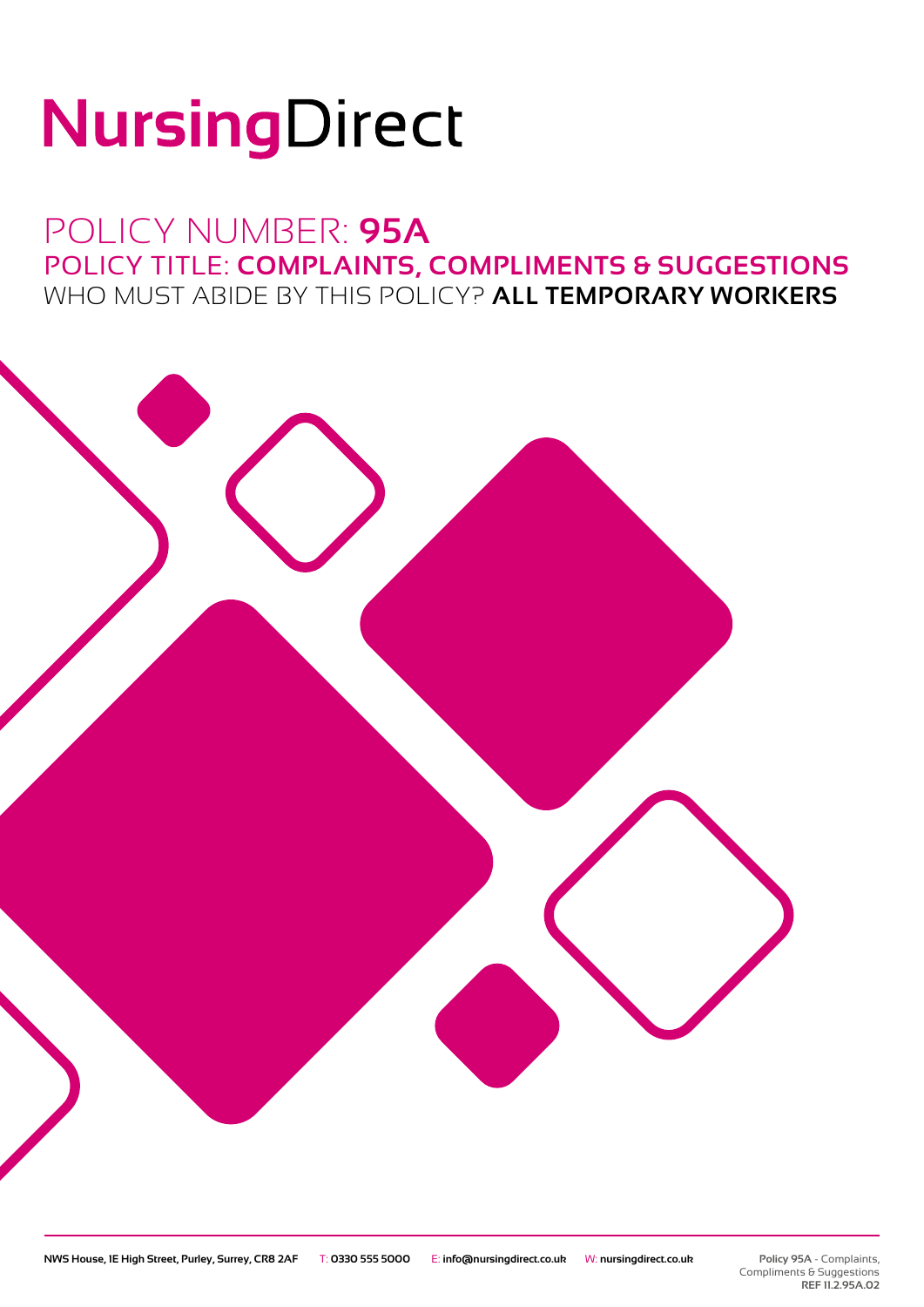# NursingDirect

## POLICY NUMBER: **95A**

### POLICY TITLE: **COMPLAINTS, COMPLIMENTS & SUGGESTIONS**

WHO MUST ABIDE BY THIS POLICY? **ALL TEMPORARY WORKERS**

**NWS House, 1E High Street, Purley, Surrey, CR8 2AF** T: **0330 555 5000** E: **info@nursingdirect.co.uk** W: **nursingdirect.co.uk**

**Policy 95A** - Complaints, Compliments & Suggestions **REF 11.2.95A.02**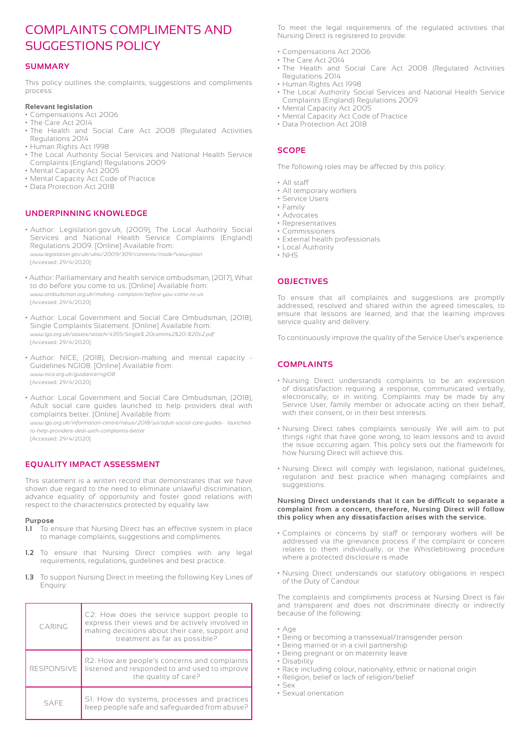# COMPLAINTS COMPLIMENTS AND SUGGESTIONS POLICY

## SUMMARY

This policy outlines the complaints, suggestions and compliments process:

**Relevant legislation**

- Compensations Act 2006
- The Care Act 2014
- The Health and Social Care Act 2008 (Regulated Activities Regulations 2014
- Human Rights Act 1998
- The Local Authority Social Services and National Health Service Complaints (England) Regulations 2009
- Mental Capacity Act 2005
- Mental Capacity Act Code of Practice
- Data Protection Act 2018

## UNDERPINNING KNOWLEDGE

- Author: Legislation.gov.uk, (2009), The Local Authority Social Services and National Health Service Complaints (England) Regulations 2009. [Online] Available from: *www.legislation.gov.uk/uksi/2009/309/contents/made?view=plain* [Accessed: 29/4/2020]
- Author: Parliamentary and health service ombudsman, (2017), What to do before you come to us. [Online] Available from: *www.ombudsman.org.uk/making- complaint/before-you-come-to-us* [Accessed: 29/4/2020]
- Author: Local Government and Social Care Ombudsman, (2018), Single Complaints Statement. [Online] Available from: *www.lgo.org.uk/assets/attach/4355/Single% 20comms2%20-%20v2.pdf* [Accessed: 29/4/2020]
- Author: NICE, (2018), Decision-making and mental capacity - Guidelines NG108. [Online] Available from: *www.nice.org.uk/guidance/ng108* [Accessed: 29/4/2020]
- Author: Local Government and Social Care Ombudsman, (2018), Adult social care guides launched to help providers deal with complaints better. [Online] Available from: *www.lgo.org.uk/information-centre/news/2018/jul/adult-social-care-guides- launched-to-help-providers-deal-with-complaints-better* [Accessed: 29/4/2020]

## EQUALITY IMPACT ASSESSMENT

This statement is a written record that demonstrates that we have shown due regard to the need to eliminate unlawful discrimination, advance equality of opportunity and foster good relations with respect to the characteristics protected by equality law.

**Purpose**

**1.1** To ensure that Nursing Direct has an effective system in place to manage complaints, suggestions and compliments.

**1.2** To ensure that Nursing Direct complies with any legal requirements, regulations, guidelines and best practice.

**1.3** To support Nursing Direct in meeting the following Key Lines of Enquiry:

| | |
|---|---|
| CARING | C2: How does the service support people to express their views and be actively involved in making decisions about their care, support and treatment as far as possible? |
| RESPONSIVE | R2: How are people's concerns and complaints listened and responded to and used to improve the quality of care? |
| SAFE | S1: How do systems, processes and practices keep people safe and safeguarded from abuse? |

To meet the legal requirements of the regulated activities that Nursing Direct is registered to provide:

- Compensations Act 2006
- The Care Act 2014
- The Health and Social Care Act 2008 (Regulated Activities Regulations 2014
- Human Rights Act 1998
- The Local Authority Social Services and National Health Service Complaints (England) Regulations 2009
- Mental Capacity Act 2005
- Mental Capacity Act Code of Practice
- Data Protection Act 2018

## SCOPE

The following roles may be affected by this policy:

- All staff
- All temporary workers
- Service Users
- Family
- Advocates
- Representatives
- Commissioners
- External health professionals
- Local Authority
- NHS

## OBJECTIVES

To ensure that all complaints and suggestions are promptly addressed, resolved and shared within the agreed timescales, to ensure that lessons are learned, and that the learning improves service quality and delivery.

To continuously improve the quality of the Service User's experience.

## COMPLAINTS

- Nursing Direct understands complaints to be an expression of dissatisfaction requiring a response, communicated verbally, electronically, or in writing. Complaints may be made by any Service User, family member or advocate acting on their behalf, with their consent, or in their best interests.
- Nursing Direct takes complaints seriously. We will aim to put things right that have gone wrong, to learn lessons and to avoid the issue occurring again. This policy sets out the framework for how Nursing Direct will achieve this.
- Nursing Direct will comply with legislation, national guidelines, regulation and best practice when managing complaints and suggestions.

**Nursing Direct understands that it can be difficult to separate a complaint from a concern, therefore, Nursing Direct will follow this policy when any dissatisfaction arises with the service.**

- Complaints or concerns by staff or temporary workers will be addressed via the grievance process if the complaint or concern relates to them individually, or the Whistleblowing procedure where a protected disclosure is made
- Nursing Direct understands our statutory obligations in respect of the Duty of Candour

The complaints and compliments process at Nursing Direct is fair and transparent and does not discriminate directly or indirectly because of the following:

- Age
- Being or becoming a transsexual/transgender person
- Being married or in a civil partnership
- Being pregnant or on maternity leave
- Disability
- Race including colour, nationality, ethnic or national origin
- Religion, belief or lack of religion/belief
- Sex
- Sexual orientation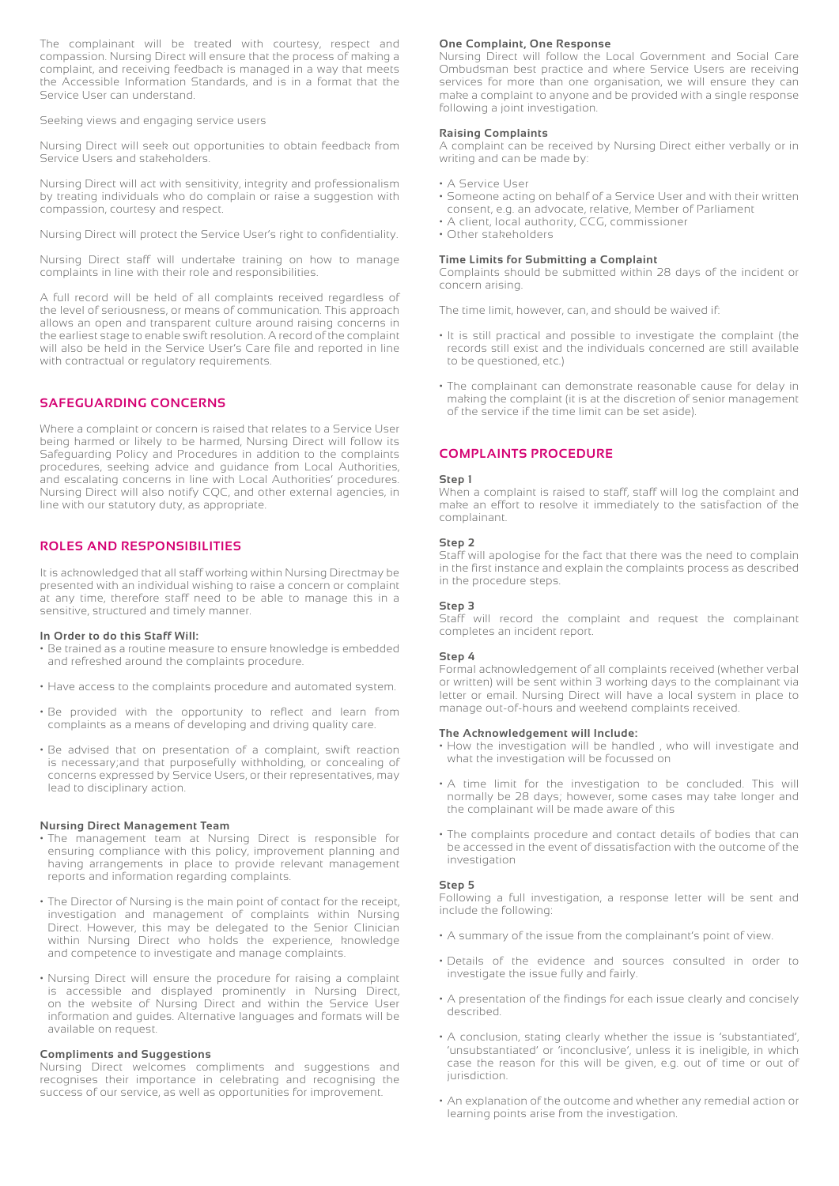The complainant will be treated with courtesy, respect and compassion. Nursing Direct will ensure that the process of making a complaint, and receiving feedback is managed in a way that meets the Accessible Information Standards, and is in a format that the Service User can understand.

Seeking views and engaging service users

Nursing Direct will seek out opportunities to obtain feedback from Service Users and stakeholders.

Nursing Direct will act with sensitivity, integrity and professionalism by treating individuals who do complain or raise a suggestion with compassion, courtesy and respect.

Nursing Direct will protect the Service User's right to confidentiality.

Nursing Direct staff will undertake training on how to manage complaints in line with their role and responsibilities.

A full record will be held of all complaints received regardless of the level of seriousness, or means of communication. This approach allows an open and transparent culture around raising concerns in the earliest stage to enable swift resolution. A record of the complaint will also be held in the Service User's Care file and reported in line with contractual or regulatory requirements.

## SAFEGUARDING CONCERNS

Where a complaint or concern is raised that relates to a Service User being harmed or likely to be harmed, Nursing Direct will follow its Safeguarding Policy and Procedures in addition to the complaints procedures, seeking advice and guidance from Local Authorities, and escalating concerns in line with Local Authorities' procedures. Nursing Direct will also notify CQC, and other external agencies, in line with our statutory duty, as appropriate.

## ROLES AND RESPONSIBILITIES

It is acknowledged that all staff working within Nursing Directmay be presented with an individual wishing to raise a concern or complaint at any time, therefore staff need to be able to manage this in a sensitive, structured and timely manner.

**In Order to do this Staff Will:**

- Be trained as a routine measure to ensure knowledge is embedded and refreshed around the complaints procedure.
- Have access to the complaints procedure and automated system.
- Be provided with the opportunity to reflect and learn from complaints as a means of developing and driving quality care.
- Be advised that on presentation of a complaint, swift reaction is necessary;and that purposefully withholding, or concealing of concerns expressed by Service Users, or their representatives, may lead to disciplinary action.

**Nursing Direct Management Team**

- The management team at Nursing Direct is responsible for ensuring compliance with this policy, improvement planning and having arrangements in place to provide relevant management reports and information regarding complaints.
- The Director of Nursing is the main point of contact for the receipt, investigation and management of complaints within Nursing Direct. However, this may be delegated to the Senior Clinician within Nursing Direct who holds the experience, knowledge and competence to investigate and manage complaints.
- Nursing Direct will ensure the procedure for raising a complaint is accessible and displayed prominently in Nursing Direct, on the website of Nursing Direct and within the Service User information and guides. Alternative languages and formats will be available on request.

**Compliments and Suggestions**

Nursing Direct welcomes compliments and suggestions and recognises their importance in celebrating and recognising the success of our service, as well as opportunities for improvement.

**One Complaint, One Response**

Nursing Direct will follow the Local Government and Social Care Ombudsman best practice and where Service Users are receiving services for more than one organisation, we will ensure they can make a complaint to anyone and be provided with a single response following a joint investigation.

**Raising Complaints**

A complaint can be received by Nursing Direct either verbally or in writing and can be made by:

- A Service User
- Someone acting on behalf of a Service User and with their written consent, e.g. an advocate, relative, Member of Parliament
- A client, local authority, CCG, commissioner
- Other stakeholders

**Time Limits for Submitting a Complaint**

Complaints should be submitted within 28 days of the incident or concern arising.

The time limit, however, can, and should be waived if:

- It is still practical and possible to investigate the complaint (the records still exist and the individuals concerned are still available to be questioned, etc.)
- The complainant can demonstrate reasonable cause for delay in making the complaint (it is at the discretion of senior management of the service if the time limit can be set aside).

## COMPLAINTS PROCEDURE

**Step 1**

When a complaint is raised to staff, staff will log the complaint and make an effort to resolve it immediately to the satisfaction of the complainant.

**Step 2**

Staff will apologise for the fact that there was the need to complain in the first instance and explain the complaints process as described in the procedure steps.

**Step 3**

Staff will record the complaint and request the complainant completes an incident report.

**Step 4**

Formal acknowledgement of all complaints received (whether verbal or written) will be sent within 3 working days to the complainant via letter or email. Nursing Direct will have a local system in place to manage out-of-hours and weekend complaints received.

**The Acknowledgement will Include:**

- How the investigation will be handled , who will investigate and what the investigation will be focussed on
- A time limit for the investigation to be concluded. This will normally be 28 days; however, some cases may take longer and the complainant will be made aware of this
- The complaints procedure and contact details of bodies that can be accessed in the event of dissatisfaction with the outcome of the investigation

**Step 5**

Following a full investigation, a response letter will be sent and include the following:

- A summary of the issue from the complainant's point of view.
- Details of the evidence and sources consulted in order to investigate the issue fully and fairly.
- A presentation of the findings for each issue clearly and concisely described.
- A conclusion, stating clearly whether the issue is 'substantiated', 'unsubstantiated' or 'inconclusive', unless it is ineligible, in which case the reason for this will be given, e.g. out of time or out of jurisdiction.
- An explanation of the outcome and whether any remedial action or learning points arise from the investigation.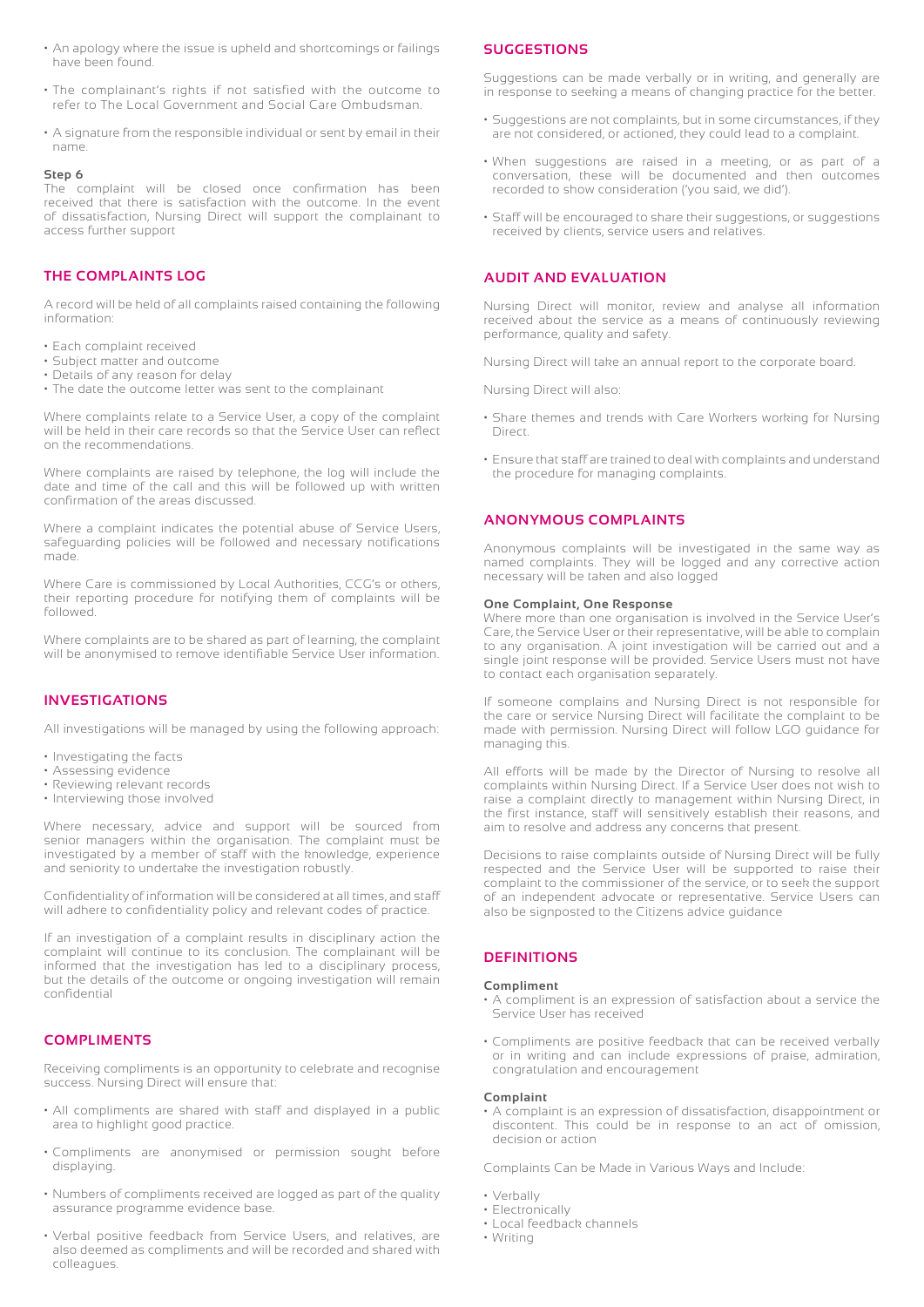- An apology where the issue is upheld and shortcomings or failings have been found.
- The complainant's rights if not satisfied with the outcome to refer to The Local Government and Social Care Ombudsman.
- A signature from the responsible individual or sent by email in their name.

**Step 6**
The complaint will be closed once confirmation has been received that there is satisfaction with the outcome. In the event of dissatisfaction, Nursing Direct will support the complainant to access further support

## THE COMPLAINTS LOG

A record will be held of all complaints raised containing the following information:

- Each complaint received
- Subject matter and outcome
- Details of any reason for delay
- The date the outcome letter was sent to the complainant

Where complaints relate to a Service User, a copy of the complaint will be held in their care records so that the Service User can reflect on the recommendations.

Where complaints are raised by telephone, the log will include the date and time of the call and this will be followed up with written confirmation of the areas discussed.

Where a complaint indicates the potential abuse of Service Users, safeguarding policies will be followed and necessary notifications made.

Where Care is commissioned by Local Authorities, CCG's or others, their reporting procedure for notifying them of complaints will be followed.

Where complaints are to be shared as part of learning, the complaint will be anonymised to remove identifiable Service User information.

## INVESTIGATIONS

All investigations will be managed by using the following approach:

- Investigating the facts
- Assessing evidence
- Reviewing relevant records
- Interviewing those involved

Where necessary, advice and support will be sourced from senior managers within the organisation. The complaint must be investigated by a member of staff with the knowledge, experience and seniority to undertake the investigation robustly.

Confidentiality of information will be considered at all times, and staff will adhere to confidentiality policy and relevant codes of practice.

If an investigation of a complaint results in disciplinary action the complaint will continue to its conclusion. The complainant will be informed that the investigation has led to a disciplinary process, but the details of the outcome or ongoing investigation will remain confidential

## COMPLIMENTS

Receiving compliments is an opportunity to celebrate and recognise success. Nursing Direct will ensure that:

- All compliments are shared with staff and displayed in a public area to highlight good practice.
- Compliments are anonymised or permission sought before displaying.
- Numbers of compliments received are logged as part of the quality assurance programme evidence base.
- Verbal positive feedback from Service Users, and relatives, are also deemed as compliments and will be recorded and shared with colleagues.

## SUGGESTIONS

Suggestions can be made verbally or in writing, and generally are in response to seeking a means of changing practice for the better.

- Suggestions are not complaints, but in some circumstances, if they are not considered, or actioned, they could lead to a complaint.
- When suggestions are raised in a meeting, or as part of a conversation, these will be documented and then outcomes recorded to show consideration ('you said, we did').
- Staff will be encouraged to share their suggestions, or suggestions received by clients, service users and relatives.

## AUDIT AND EVALUATION

Nursing Direct will monitor, review and analyse all information received about the service as a means of continuously reviewing performance, quality and safety.

Nursing Direct will take an annual report to the corporate board.

Nursing Direct will also:

- Share themes and trends with Care Workers working for Nursing Direct.
- Ensure that staff are trained to deal with complaints and understand the procedure for managing complaints.

## ANONYMOUS COMPLAINTS

Anonymous complaints will be investigated in the same way as named complaints. They will be logged and any corrective action necessary will be taken and also logged

**One Complaint, One Response**
Where more than one organisation is involved in the Service User's Care, the Service User or their representative, will be able to complain to any organisation. A joint investigation will be carried out and a single joint response will be provided. Service Users must not have to contact each organisation separately.

If someone complains and Nursing Direct is not responsible for the care or service Nursing Direct will facilitate the complaint to be made with permission. Nursing Direct will follow LGO guidance for managing this.

All efforts will be made by the Director of Nursing to resolve all complaints within Nursing Direct. If a Service User does not wish to raise a complaint directly to management within Nursing Direct, in the first instance, staff will sensitively establish their reasons, and aim to resolve and address any concerns that present.

Decisions to raise complaints outside of Nursing Direct will be fully respected and the Service User will be supported to raise their complaint to the commissioner of the service, or to seek the support of an independent advocate or representative. Service Users can also be signposted to the Citizens advice guidance

## DEFINITIONS

**Compliment**
- A compliment is an expression of satisfaction about a service the Service User has received
- Compliments are positive feedback that can be received verbally or in writing and can include expressions of praise, admiration, congratulation and encouragement

**Complaint**
- A complaint is an expression of dissatisfaction, disappointment or discontent. This could be in response to an act of omission, decision or action

Complaints Can be Made in Various Ways and Include:

- Verbally
- Electronically
- Local feedback channels
- Writing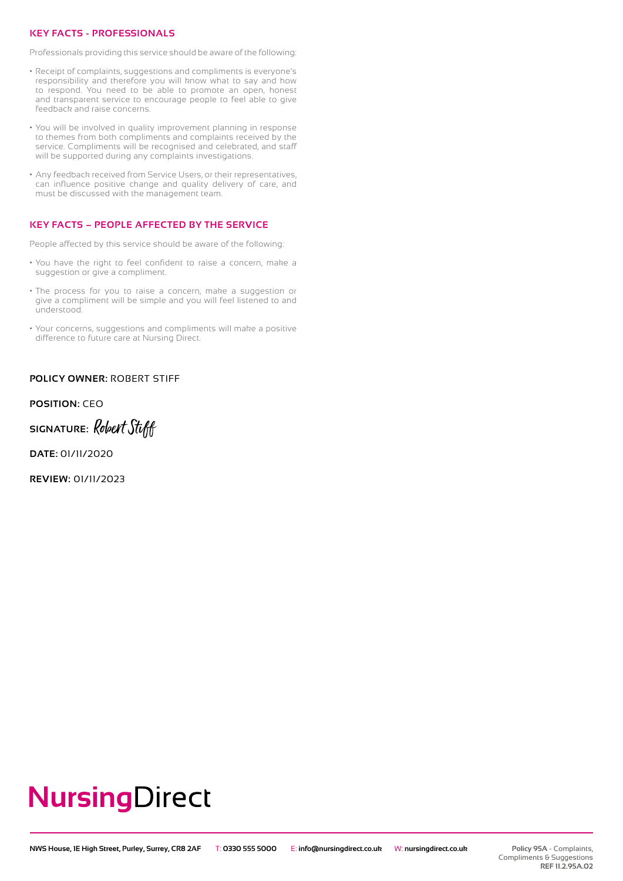## KEY FACTS - PROFESSIONALS

Professionals providing this service should be aware of the following:

- Receipt of complaints, suggestions and compliments is everyone's responsibility and therefore you will know what to say and how to respond. You need to be able to promote an open, honest and transparent service to encourage people to feel able to give feedback and raise concerns.
- You will be involved in quality improvement planning in response to themes from both compliments and complaints received by the service. Compliments will be recognised and celebrated, and staff will be supported during any complaints investigations.
- Any feedback received from Service Users, or their representatives, can influence positive change and quality delivery of care, and must be discussed with the management team.

## KEY FACTS – PEOPLE AFFECTED BY THE SERVICE

People affected by this service should be aware of the following:

- You have the right to feel confident to raise a concern, make a suggestion or give a compliment.
- The process for you to raise a concern, make a suggestion or give a compliment will be simple and you will feel listened to and understood.
- Your concerns, suggestions and compliments will make a positive difference to future care at Nursing Direct.

**POLICY OWNER:** ROBERT STIFF

**POSITION:** CEO

**SIGNATURE:** Robert Stiff

**DATE:** 01/11/2020

**REVIEW:** 01/11/2023

# NursingDirect

**NWS House, 1E High Street, Purley, Surrey, CR8 2AF** T: **0330 555 5000** E: **info@nursingdirect.co.uk** W: **nursingdirect.co.uk**

**Policy 95A** - Complaints, Compliments & Suggestions
**REF 11.2.95A.02**